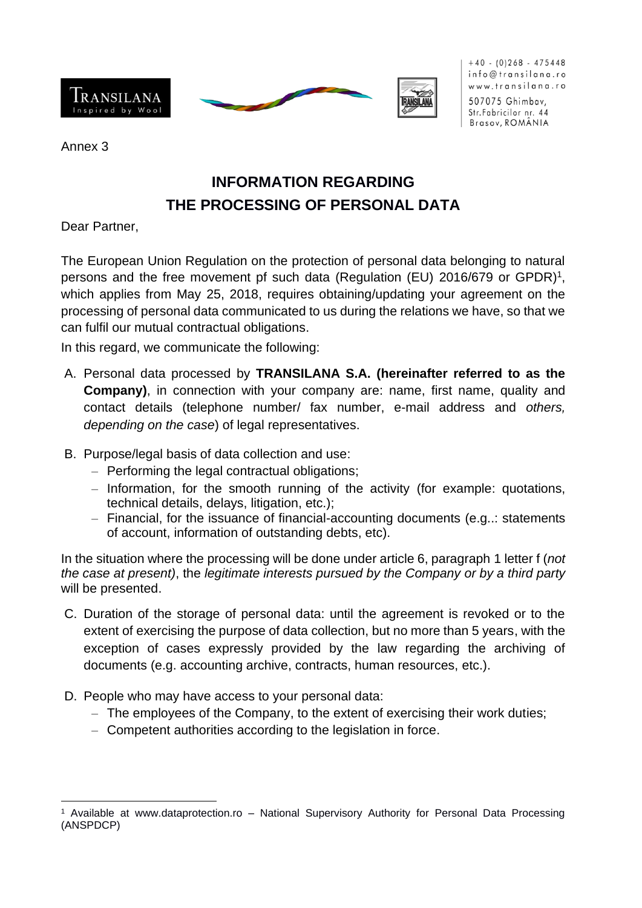+40 - (0)268 - 475448
info@transilana.ro
www.transilana.ro
507075 Ghimbav,
Str.Fabricilor nr. 44
Brasov, ROMÂNIA

Annex 3

# INFORMATION REGARDING THE PROCESSING OF PERSONAL DATA

Dear Partner,

The European Union Regulation on the protection of personal data belonging to natural persons and the free movement pf such data (Regulation (EU) 2016/679 or GPDR)[1], which applies from May 25, 2018, requires obtaining/updating your agreement on the processing of personal data communicated to us during the relations we have, so that we can fulfil our mutual contractual obligations.

In this regard, we communicate the following:

A. Personal data processed by **TRANSILANA S.A. (hereinafter referred to as the Company)**, in connection with your company are: name, first name, quality and contact details (telephone number/ fax number, e-mail address and *others, depending on the case*) of legal representatives.

B. Purpose/legal basis of data collection and use:
   - Performing the legal contractual obligations;
   - Information, for the smooth running of the activity (for example: quotations, technical details, delays, litigation, etc.);
   - Financial, for the issuance of financial-accounting documents (e.g..: statements of account, information of outstanding debts, etc).

In the situation where the processing will be done under article 6, paragraph 1 letter f (*not the case at present)*, the *legitimate interests pursued by the Company or by a third party* will be presented.

C. Duration of the storage of personal data: until the agreement is revoked or to the extent of exercising the purpose of data collection, but no more than 5 years, with the exception of cases expressly provided by the law regarding the archiving of documents (e.g. accounting archive, contracts, human resources, etc.).

D. People who may have access to your personal data:
   - The employees of the Company, to the extent of exercising their work duties;
   - Competent authorities according to the legislation in force.

---

[1] Available at www.dataprotection.ro – National Supervisory Authority for Personal Data Processing (ANSPDCP)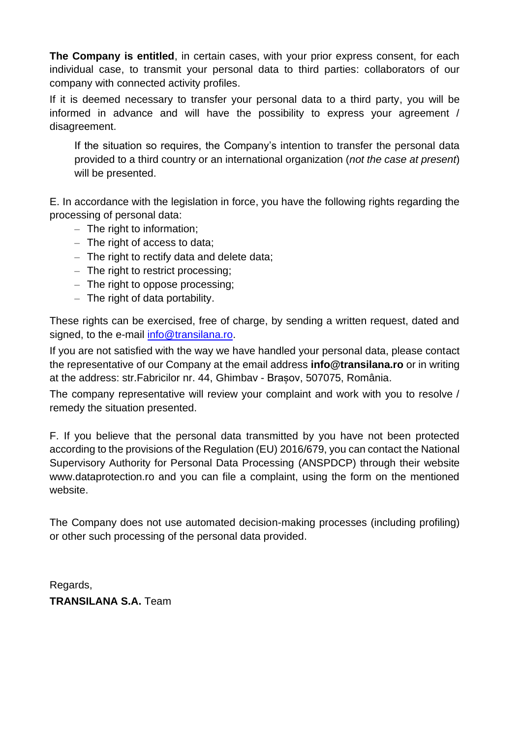**The Company is entitled**, in certain cases, with your prior express consent, for each individual case, to transmit your personal data to third parties: collaborators of our company with connected activity profiles.

If it is deemed necessary to transfer your personal data to a third party, you will be informed in advance and will have the possibility to express your agreement / disagreement.

> If the situation so requires, the Company's intention to transfer the personal data provided to a third country or an international organization (*not the case at present*) will be presented.

E. In accordance with the legislation in force, you have the following rights regarding the processing of personal data:

- The right to information;
- The right of access to data;
- The right to rectify data and delete data;
- The right to restrict processing;
- The right to oppose processing;
- The right of data portability.

These rights can be exercised, free of charge, by sending a written request, dated and signed, to the e-mail info@transilana.ro.

If you are not satisfied with the way we have handled your personal data, please contact the representative of our Company at the email address **info@transilana.ro** or in writing at the address: str.Fabricilor nr. 44, Ghimbav - Brașov, 507075, România.

The company representative will review your complaint and work with you to resolve / remedy the situation presented.

F. If you believe that the personal data transmitted by you have not been protected according to the provisions of the Regulation (EU) 2016/679, you can contact the National Supervisory Authority for Personal Data Processing (ANSPDCP) through their website www.dataprotection.ro and you can file a complaint, using the form on the mentioned website.

The Company does not use automated decision-making processes (including profiling) or other such processing of the personal data provided.

Regards,
**TRANSILANA S.A.** Team